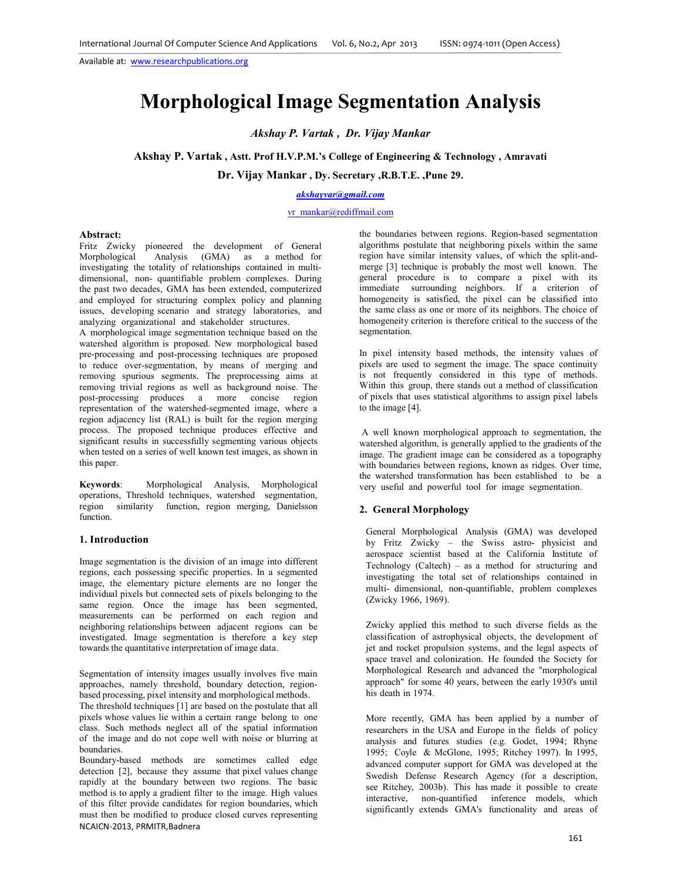# Morphological Image Segmentation Analysis

*Akshay P. Vartak , Dr. Vijay Mankar*

**Akshay P. Vartak , Astt. Prof H.V.P.M.'s College of Engineering & Technology , Amravati**

**Dr. Vijay Mankar , Dy. Secretary ,R.B.T.E. ,Pune 29.**

*akshayvar@gmail.com*

vr_mankar@rediffmail.com

**Abstract:**
Fritz Zwicky pioneered the development of General Morphological Analysis (GMA) as a method for investigating the totality of relationships contained in multi-dimensional, non- quantifiable problem complexes. During the past two decades, GMA has been extended, computerized and employed for structuring complex policy and planning issues, developing scenario and strategy laboratories, and analyzing organizational and stakeholder structures.
A morphological image segmentation technique based on the watershed algorithm is proposed. New morphological based pre-processing and post-processing techniques are proposed to reduce over-segmentation, by means of merging and removing spurious segments. The preprocessing aims at removing trivial regions as well as background noise. The post-processing produces a more concise region representation of the watershed-segmented image, where a region adjacency list (RAL) is built for the region merging process. The proposed technique produces effective and significant results in successfully segmenting various objects when tested on a series of well known test images, as shown in this paper.

**Keywords**: Morphological Analysis, Morphological operations, Threshold techniques, watershed segmentation, region similarity function, region merging, Danielsson function.

## 1. Introduction

Image segmentation is the division of an image into different regions, each possessing specific properties. In a segmented image, the elementary picture elements are no longer the individual pixels but connected sets of pixels belonging to the same region. Once the image has been segmented, measurements can be performed on each region and neighboring relationships between adjacent regions can be investigated. Image segmentation is therefore a key step towards the quantitative interpretation of image data.

Segmentation of intensity images usually involves five main approaches, namely threshold, boundary detection, region-based processing, pixel intensity and morphological methods.
The threshold techniques [1] are based on the postulate that all pixels whose values lie within a certain range belong to one class. Such methods neglect all of the spatial information of the image and do not cope well with noise or blurring at boundaries.
Boundary-based methods are sometimes called edge detection [2], because they assume that pixel values change rapidly at the boundary between two regions. The basic method is to apply a gradient filter to the image. High values of this filter provide candidates for region boundaries, which must then be modified to produce closed curves representing the boundaries between regions. Region-based segmentation algorithms postulate that neighboring pixels within the same region have similar intensity values, of which the split-and-merge [3] technique is probably the most well known. The general procedure is to compare a pixel with its immediate surrounding neighbors. If a criterion of homogeneity is satisfied, the pixel can be classified into the same class as one or more of its neighbors. The choice of homogeneity criterion is therefore critical to the success of the segmentation.

In pixel intensity based methods, the intensity values of pixels are used to segment the image. The space continuity is not frequently considered in this type of methods. Within this group, there stands out a method of classification of pixels that uses statistical algorithms to assign pixel labels to the image [4].

A well known morphological approach to segmentation, the watershed algorithm, is generally applied to the gradients of the image. The gradient image can be considered as a topography with boundaries between regions, known as ridges. Over time, the watershed transformation has been established to be a very useful and powerful tool for image segmentation.

## 2. General Morphology

General Morphological Analysis (GMA) was developed by Fritz Zwicky – the Swiss astro- physicist and aerospace scientist based at the California Institute of Technology (Caltech) – as a method for structuring and investigating the total set of relationships contained in multi- dimensional, non-quantifiable, problem complexes (Zwicky 1966, 1969).

Zwicky applied this method to such diverse fields as the classification of astrophysical objects, the development of jet and rocket propulsion systems, and the legal aspects of space travel and colonization. He founded the Society for Morphological Research and advanced the "morphological approach" for some 40 years, between the early 1930's until his death in 1974.

More recently, GMA has been applied by a number of researchers in the USA and Europe in the fields of policy analysis and futures studies (e.g. Godet, 1994; Rhyne 1995; Coyle & McGlone, 1995; Ritchey 1997). In 1995, advanced computer support for GMA was developed at the Swedish Defense Research Agency (for a description, see Ritchey, 2003b). This has made it possible to create interactive, non-quantified inference models, which significantly extends GMA's functionality and areas of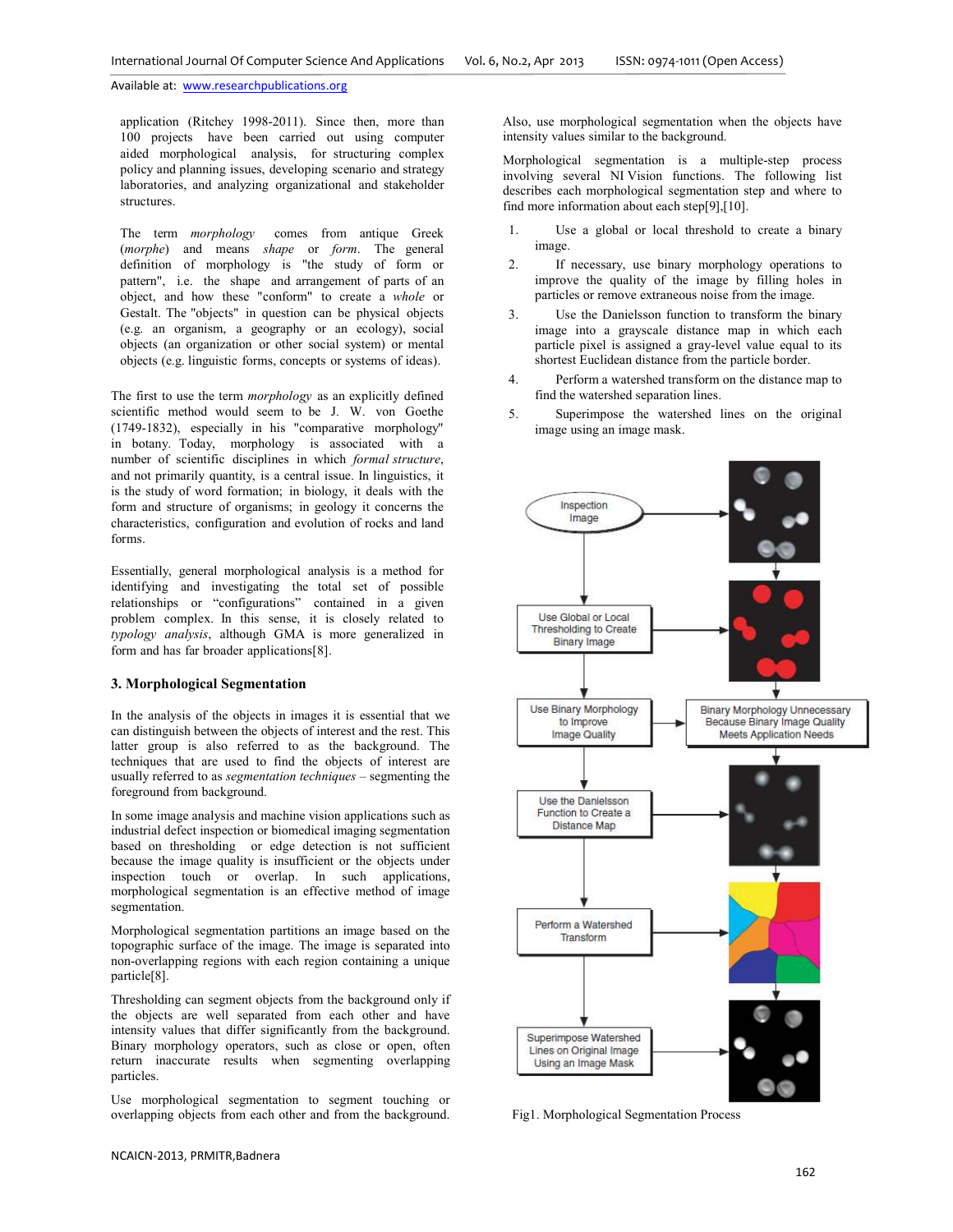application (Ritchey 1998-2011). Since then, more than 100 projects have been carried out using computer aided morphological analysis, for structuring complex policy and planning issues, developing scenario and strategy laboratories, and analyzing organizational and stakeholder structures.

The term *morphology* comes from antique Greek (*morphe*) and means *shape* or *form*. The general definition of morphology is "the study of form or pattern", i.e. the shape and arrangement of parts of an object, and how these "conform" to create a *whole* or Gestalt. The "objects" in question can be physical objects (e.g. an organism, a geography or an ecology), social objects (an organization or other social system) or mental objects (e.g. linguistic forms, concepts or systems of ideas).

The first to use the term *morphology* as an explicitly defined scientific method would seem to be J. W. von Goethe (1749-1832), especially in his "comparative morphology" in botany. Today, morphology is associated with a number of scientific disciplines in which *formal structure*, and not primarily quantity, is a central issue. In linguistics, it is the study of word formation; in biology, it deals with the form and structure of organisms; in geology it concerns the characteristics, configuration and evolution of rocks and land forms.

Essentially, general morphological analysis is a method for identifying and investigating the total set of possible relationships or "configurations" contained in a given problem complex. In this sense, it is closely related to *typology analysis*, although GMA is more generalized in form and has far broader applications[8].

## 3. Morphological Segmentation

In the analysis of the objects in images it is essential that we can distinguish between the objects of interest and the rest. This latter group is also referred to as the background. The techniques that are used to find the objects of interest are usually referred to as *segmentation techniques* – segmenting the foreground from background.

In some image analysis and machine vision applications such as industrial defect inspection or biomedical imaging segmentation based on thresholding or edge detection is not sufficient because the image quality is insufficient or the objects under inspection touch or overlap. In such applications, morphological segmentation is an effective method of image segmentation.

Morphological segmentation partitions an image based on the topographic surface of the image. The image is separated into non-overlapping regions with each region containing a unique particle[8].

Thresholding can segment objects from the background only if the objects are well separated from each other and have intensity values that differ significantly from the background. Binary morphology operators, such as close or open, often return inaccurate results when segmenting overlapping particles.

Use morphological segmentation to segment touching or overlapping objects from each other and from the background. Also, use morphological segmentation when the objects have intensity values similar to the background.

Morphological segmentation is a multiple-step process involving several NI Vision functions. The following list describes each morphological segmentation step and where to find more information about each step[9],[10].

1. Use a global or local threshold to create a binary image.
2. If necessary, use binary morphology operations to improve the quality of the image by filling holes in particles or remove extraneous noise from the image.
3. Use the Danielsson function to transform the binary image into a grayscale distance map in which each particle pixel is assigned a gray-level value equal to its shortest Euclidean distance from the particle border.
4. Perform a watershed transform on the distance map to find the watershed separation lines.
5. Superimpose the watershed lines on the original image using an image mask.

Inspection Image

Use Global or Local Thresholding to Create Binary Image

Use Binary Morphology to Improve Image Quality

Binary Morphology Unnecessary Because Binary Image Quality Meets Application Needs

Use the Danielsson Function to Create a Distance Map

Perform a Watershed Transform

Superimpose Watershed Lines on Original Image Using an Image Mask

Fig1. Morphological Segmentation Process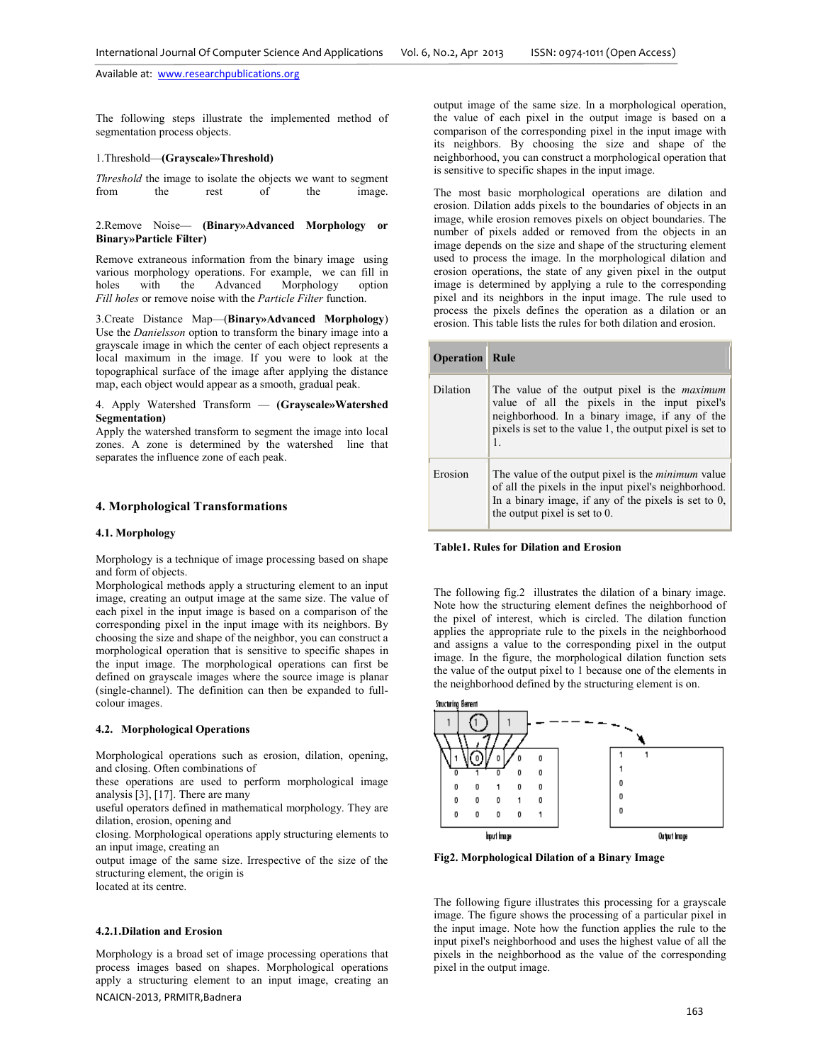The following steps illustrate the implemented method of segmentation process objects.

1.Threshold—**(Grayscale»Threshold)**

*Threshold* the image to isolate the objects we want to segment from the rest of the image.

2.Remove Noise— **(Binary»Advanced Morphology or Binary»Particle Filter)**

Remove extraneous information from the binary image using various morphology operations. For example, we can fill in holes with the Advanced Morphology option *Fill holes* or remove noise with the *Particle Filter* function.

3.Create Distance Map—**(Binary»Advanced Morphology)** Use the *Danielsson* option to transform the binary image into a grayscale image in which the center of each object represents a local maximum in the image. If you were to look at the topographical surface of the image after applying the distance map, each object would appear as a smooth, gradual peak.

4. Apply Watershed Transform — **(Grayscale»Watershed Segmentation)**
Apply the watershed transform to segment the image into local zones. A zone is determined by the watershed line that separates the influence zone of each peak.

## 4. Morphological Transformations

### 4.1. Morphology

Morphology is a technique of image processing based on shape and form of objects.
Morphological methods apply a structuring element to an input image, creating an output image at the same size. The value of each pixel in the input image is based on a comparison of the corresponding pixel in the input image with its neighbors. By choosing the size and shape of the neighbor, you can construct a morphological operation that is sensitive to specific shapes in the input image. The morphological operations can first be defined on grayscale images where the source image is planar (single-channel). The definition can then be expanded to full-colour images.

### 4.2. Morphological Operations

Morphological operations such as erosion, dilation, opening, and closing. Often combinations of
these operations are used to perform morphological image analysis [3], [17]. There are many
useful operators defined in mathematical morphology. They are dilation, erosion, opening and
closing. Morphological operations apply structuring elements to an input image, creating an
output image of the same size. Irrespective of the size of the structuring element, the origin is
located at its centre.

#### 4.2.1.Dilation and Erosion

Morphology is a broad set of image processing operations that process images based on shapes. Morphological operations apply a structuring element to an input image, creating an output image of the same size. In a morphological operation, the value of each pixel in the output image is based on a comparison of the corresponding pixel in the input image with its neighbors. By choosing the size and shape of the neighborhood, you can construct a morphological operation that is sensitive to specific shapes in the input image.

The most basic morphological operations are dilation and erosion. Dilation adds pixels to the boundaries of objects in an image, while erosion removes pixels on object boundaries. The number of pixels added or removed from the objects in an image depends on the size and shape of the structuring element used to process the image. In the morphological dilation and erosion operations, the state of any given pixel in the output image is determined by applying a rule to the corresponding pixel and its neighbors in the input image. The rule used to process the pixels defines the operation as a dilation or an erosion. This table lists the rules for both dilation and erosion.

| Operation | Rule |
|---|---|
| Dilation | The value of the output pixel is the *maximum* value of all the pixels in the input pixel's neighborhood. In a binary image, if any of the pixels is set to the value 1, the output pixel is set to 1. |
| Erosion | The value of the output pixel is the *minimum* value of all the pixels in the input pixel's neighborhood. In a binary image, if any of the pixels is set to 0, the output pixel is set to 0. |

**Table1. Rules for Dilation and Erosion**

The following fig.2 illustrates the dilation of a binary image. Note how the structuring element defines the neighborhood of the pixel of interest, which is circled. The dilation function applies the appropriate rule to the pixels in the neighborhood and assigns a value to the corresponding pixel in the output image. In the figure, the morphological dilation function sets the value of the output pixel to 1 because one of the elements in the neighborhood defined by the structuring element is on.

Structuring Element

1 1 1

1 0 0 0 0
0 1 0 0 0
0 0 1 0 0
0 0 0 1 0
0 0 0 0 1

Input Image

1 1
1
0
0
0

Output Image

**Fig2. Morphological Dilation of a Binary Image**

The following figure illustrates this processing for a grayscale image. The figure shows the processing of a particular pixel in the input image. Note how the function applies the rule to the input pixel's neighborhood and uses the highest value of all the pixels in the neighborhood as the value of the corresponding pixel in the output image.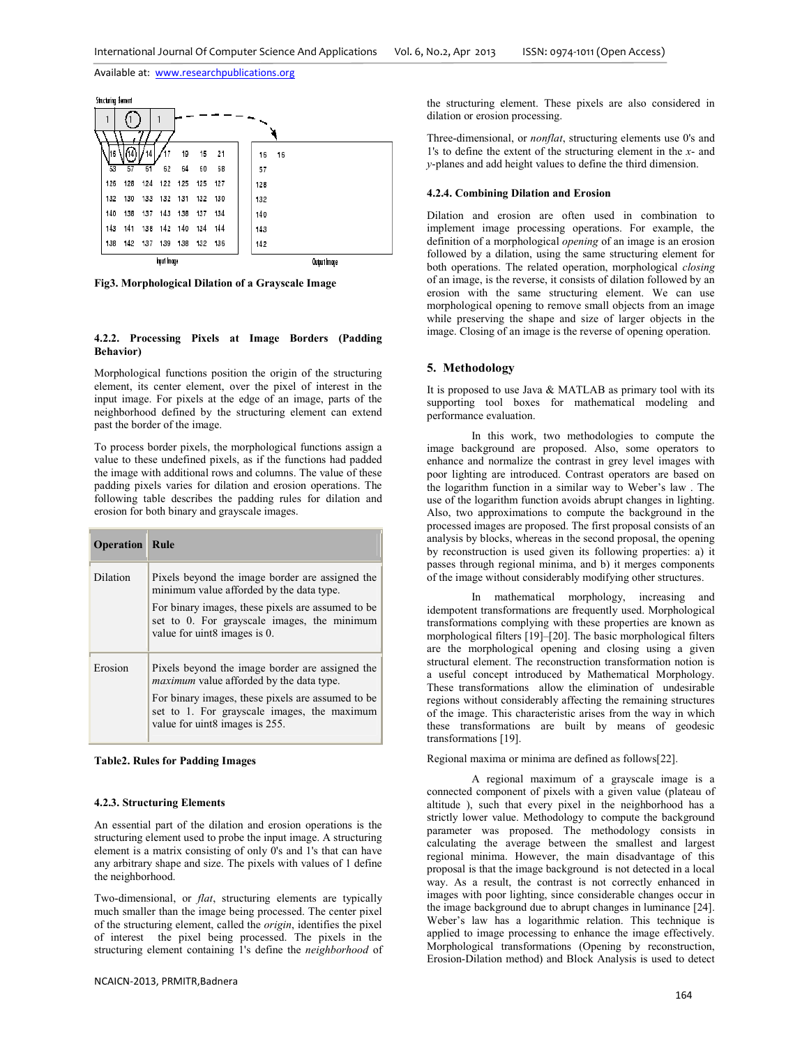Structuring Element

| 1 | 1 | 1 |
|---|---|---|

Input Image

| | | | | | | |
|---|---|---|---|---|---|---|
| 16 | 14 | 14 | 17 | 19 | 15 | 21 |
| 53 | 57 | 51 | 62 | 64 | 60 | 58 |
| 126 | 128 | 124 | 122 | 125 | 125 | 127 |
| 132 | 130 | 133 | 132 | 131 | 132 | 130 |
| 140 | 138 | 137 | 143 | 138 | 137 | 134 |
| 143 | 141 | 138 | 142 | 140 | 134 | 144 |
| 138 | 142 | 137 | 139 | 138 | 132 | 136 |

Output Image

| | |
|---|---|
| 16 | 16 |
| 57 | |
| 128 | |
| 132 | |
| 140 | |
| 143 | |
| 142 | |

**Fig3. Morphological Dilation of a Grayscale Image**

#### 4.2.2. Processing Pixels at Image Borders (Padding Behavior)

Morphological functions position the origin of the structuring element, its center element, over the pixel of interest in the input image. For pixels at the edge of an image, parts of the neighborhood defined by the structuring element can extend past the border of the image.

To process border pixels, the morphological functions assign a value to these undefined pixels, as if the functions had padded the image with additional rows and columns. The value of these padding pixels varies for dilation and erosion operations. The following table describes the padding rules for dilation and erosion for both binary and grayscale images.

| Operation | Rule |
|---|---|
| Dilation | Pixels beyond the image border are assigned the minimum value afforded by the data type. For binary images, these pixels are assumed to be set to 0. For grayscale images, the minimum value for uint8 images is 0. |
| Erosion | Pixels beyond the image border are assigned the *maximum* value afforded by the data type. For binary images, these pixels are assumed to be set to 1. For grayscale images, the maximum value for uint8 images is 255. |

**Table2. Rules for Padding Images**

#### 4.2.3. Structuring Elements

An essential part of the dilation and erosion operations is the structuring element used to probe the input image. A structuring element is a matrix consisting of only 0's and 1's that can have any arbitrary shape and size. The pixels with values of 1 define the neighborhood.

Two-dimensional, or *flat*, structuring elements are typically much smaller than the image being processed. The center pixel of the structuring element, called the *origin*, identifies the pixel of interest the pixel being processed. The pixels in the structuring element containing 1's define the *neighborhood* of the structuring element. These pixels are also considered in dilation or erosion processing.

Three-dimensional, or *nonflat*, structuring elements use 0's and 1's to define the extent of the structuring element in the *x*- and *y*-planes and add height values to define the third dimension.

#### 4.2.4. Combining Dilation and Erosion

Dilation and erosion are often used in combination to implement image processing operations. For example, the definition of a morphological *opening* of an image is an erosion followed by a dilation, using the same structuring element for both operations. The related operation, morphological *closing* of an image, is the reverse, it consists of dilation followed by an erosion with the same structuring element. We can use morphological opening to remove small objects from an image while preserving the shape and size of larger objects in the image. Closing of an image is the reverse of opening operation.

## 5. Methodology

It is proposed to use Java & MATLAB as primary tool with its supporting tool boxes for mathematical modeling and performance evaluation.

In this work, two methodologies to compute the image background are proposed. Also, some operators to enhance and normalize the contrast in grey level images with poor lighting are introduced. Contrast operators are based on the logarithm function in a similar way to Weber's law . The use of the logarithm function avoids abrupt changes in lighting. Also, two approximations to compute the background in the processed images are proposed. The first proposal consists of an analysis by blocks, whereas in the second proposal, the opening by reconstruction is used given its following properties: a) it passes through regional minima, and b) it merges components of the image without considerably modifying other structures.

In mathematical morphology, increasing and idempotent transformations are frequently used. Morphological transformations complying with these properties are known as morphological filters [19]–[20]. The basic morphological filters are the morphological opening and closing using a given structural element. The reconstruction transformation notion is a useful concept introduced by Mathematical Morphology. These transformations allow the elimination of undesirable regions without considerably affecting the remaining structures of the image. This characteristic arises from the way in which these transformations are built by means of geodesic transformations [19].

Regional maxima or minima are defined as follows[22].

A regional maximum of a grayscale image is a connected component of pixels with a given value (plateau of altitude ), such that every pixel in the neighborhood has a strictly lower value. Methodology to compute the background parameter was proposed. The methodology consists in calculating the average between the smallest and largest regional minima. However, the main disadvantage of this proposal is that the image background is not detected in a local way. As a result, the contrast is not correctly enhanced in images with poor lighting, since considerable changes occur in the image background due to abrupt changes in luminance [24]. Weber's law has a logarithmic relation. This technique is applied to image processing to enhance the image effectively. Morphological transformations (Opening by reconstruction, Erosion-Dilation method) and Block Analysis is used to detect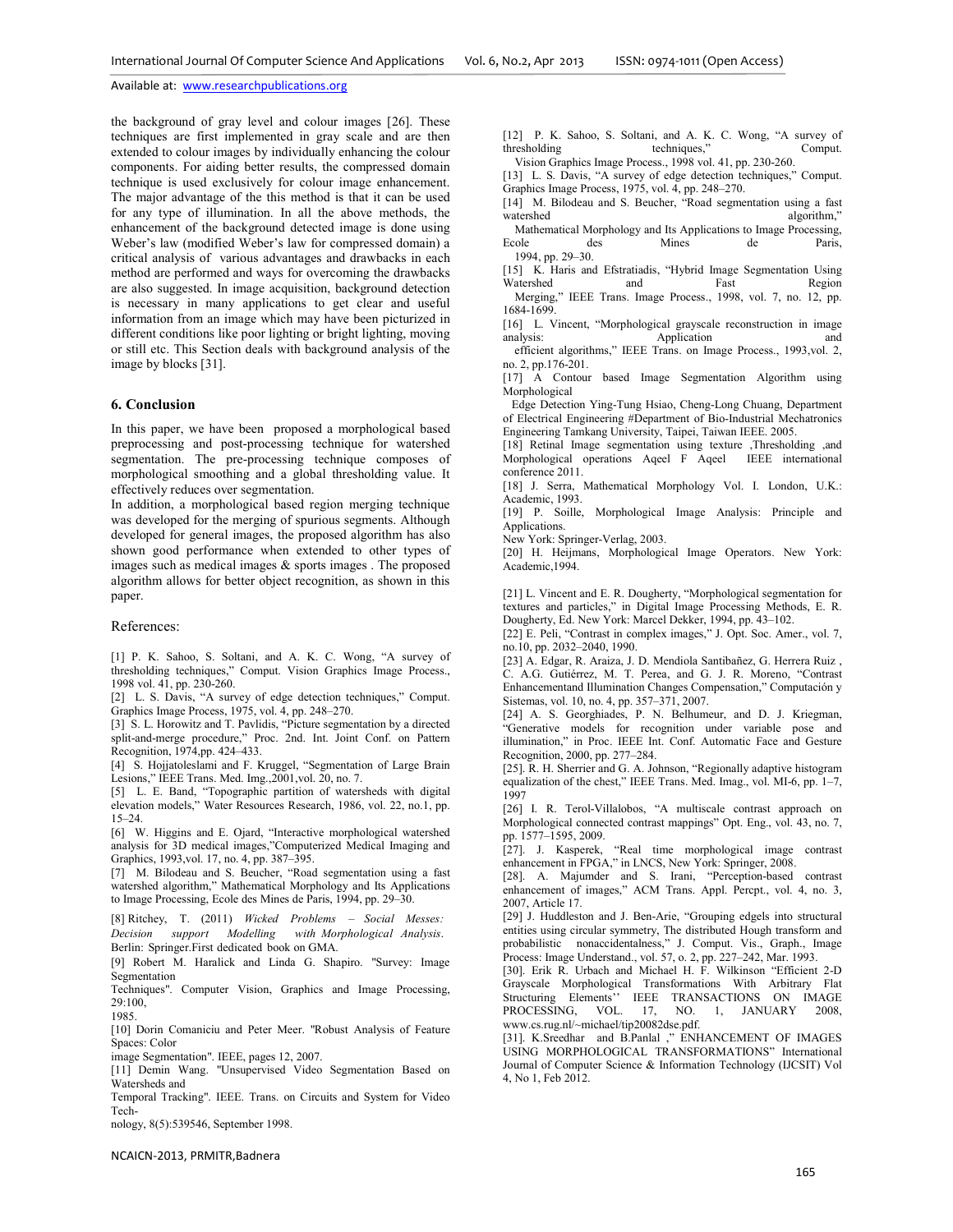the background of gray level and colour images [26]. These techniques are first implemented in gray scale and are then extended to colour images by individually enhancing the colour components. For aiding better results, the compressed domain technique is used exclusively for colour image enhancement. The major advantage of the this method is that it can be used for any type of illumination. In all the above methods, the enhancement of the background detected image is done using Weber's law (modified Weber's law for compressed domain) a critical analysis of various advantages and drawbacks in each method are performed and ways for overcoming the drawbacks are also suggested. In image acquisition, background detection is necessary in many applications to get clear and useful information from an image which may have been picturized in different conditions like poor lighting or bright lighting, moving or still etc. This Section deals with background analysis of the image by blocks [31].

## 6. Conclusion

In this paper, we have been proposed a morphological based preprocessing and post-processing technique for watershed segmentation. The pre-processing technique composes of morphological smoothing and a global thresholding value. It effectively reduces over segmentation.

In addition, a morphological based region merging technique was developed for the merging of spurious segments. Although developed for general images, the proposed algorithm has also shown good performance when extended to other types of images such as medical images & sports images . The proposed algorithm allows for better object recognition, as shown in this paper.

## References:

[1] P. K. Sahoo, S. Soltani, and A. K. C. Wong, "A survey of thresholding techniques," Comput. Vision Graphics Image Process., 1998 vol. 41, pp. 230-260.

[2] L. S. Davis, "A survey of edge detection techniques," Comput. Graphics Image Process, 1975, vol. 4, pp. 248–270.

[3] S. L. Horowitz and T. Pavlidis, "Picture segmentation by a directed split-and-merge procedure," Proc. 2nd. Int. Joint Conf. on Pattern Recognition, 1974,pp. 424–433.

[4] S. Hojjatoleslami and F. Kruggel, "Segmentation of Large Brain Lesions," IEEE Trans. Med. Img.,2001,vol. 20, no. 7.

[5] L. E. Band, "Topographic partition of watersheds with digital elevation models," Water Resources Research, 1986, vol. 22, no.1, pp. 15–24.

[6] W. Higgins and E. Ojard, "Interactive morphological watershed analysis for 3D medical images,"Computerized Medical Imaging and Graphics, 1993,vol. 17, no. 4, pp. 387–395.

[7] M. Bilodeau and S. Beucher, "Road segmentation using a fast watershed algorithm," Mathematical Morphology and Its Applications to Image Processing, Ecole des Mines de Paris, 1994, pp. 29–30.

[8] Ritchey, T. (2011) *Wicked Problems – Social Messes: Decision support Modelling with Morphological Analysis.* Berlin: Springer.First dedicated book on GMA.

[9] Robert M. Haralick and Linda G. Shapiro. "Survey: Image Segmentation Techniques". Computer Vision, Graphics and Image Processing, 29:100, 1985.

[10] Dorin Comaniciu and Peter Meer. "Robust Analysis of Feature Spaces: Color image Segmentation". IEEE, pages 12, 2007.

[11] Demin Wang. "Unsupervised Video Segmentation Based on Watersheds and Temporal Tracking". IEEE. Trans. on Circuits and System for Video Tech-nology, 8(5):539546, September 1998.

[12] P. K. Sahoo, S. Soltani, and A. K. C. Wong, "A survey of thresholding techniques," Comput. Vision Graphics Image Process., 1998 vol. 41, pp. 230-260.

[13] L. S. Davis, "A survey of edge detection techniques," Comput. Graphics Image Process, 1975, vol. 4, pp. 248–270.

[14] M. Bilodeau and S. Beucher, "Road segmentation using a fast watershed algorithm," Mathematical Morphology and Its Applications to Image Processing, Ecole des Mines de Paris, 1994, pp. 29–30.

[15] K. Haris and Efstratiadis, "Hybrid Image Segmentation Using Watershed and Fast Region Merging," IEEE Trans. Image Process., 1998, vol. 7, no. 12, pp. 1684-1699.

[16] L. Vincent, "Morphological grayscale reconstruction in image analysis: Application and efficient algorithms," IEEE Trans. on Image Process., 1993,vol. 2, no. 2, pp.176-201.

[17] A Contour based Image Segmentation Algorithm using Morphological Edge Detection Ying-Tung Hsiao, Cheng-Long Chuang, Department of Electrical Engineering #Department of Bio-Industrial Mechatronics Engineering Tamkang University, Taipei, Taiwan IEEE. 2005.

[18] Retinal Image segmentation using texture ,Thresholding ,and Morphological operations Aqeel F Aqeel IEEE international conference 2011.

[18] J. Serra, Mathematical Morphology Vol. I. London, U.K.: Academic, 1993.

[19] P. Soille, Morphological Image Analysis: Principle and Applications. New York: Springer-Verlag, 2003.

[20] H. Heijmans, Morphological Image Operators. New York: Academic,1994.

[21] L. Vincent and E. R. Dougherty, "Morphological segmentation for textures and particles," in Digital Image Processing Methods, E. R. Dougherty, Ed. New York: Marcel Dekker, 1994, pp. 43–102.

[22] E. Peli, "Contrast in complex images," J. Opt. Soc. Amer., vol. 7, no.10, pp. 2032–2040, 1990.

[23] A. Edgar, R. Araiza, J. D. Mendiola Santibañez, G. Herrera Ruiz , C. A.G. Gutiérrez, M. T. Perea, and G. J. R. Moreno, "Contrast Enhancementand Illumination Changes Compensation," Computación y Sistemas, vol. 10, no. 4, pp. 357–371, 2007.

[24] A. S. Georghiades, P. N. Belhumeur, and D. J. Kriegman, "Generative models for recognition under variable pose and illumination," in Proc. IEEE Int. Conf. Automatic Face and Gesture Recognition, 2000, pp. 277–284.

[25]. R. H. Sherrier and G. A. Johnson, "Regionally adaptive histogram equalization of the chest," IEEE Trans. Med. Imag., vol. MI-6, pp. 1–7, 1997

[26] I. R. Terol-Villalobos, "A multiscale contrast approach on Morphological connected contrast mappings" Opt. Eng., vol. 43, no. 7, pp. 1577–1595, 2009.

[27]. J. Kasperek, "Real time morphological image contrast enhancement in FPGA," in LNCS, New York: Springer, 2008.

[28]. A. Majumder and S. Irani, "Perception-based contrast enhancement of images," ACM Trans. Appl. Percpt., vol. 4, no. 3, 2007, Article 17.

[29] J. Huddleston and J. Ben-Arie, "Grouping edgels into structural entities using circular symmetry, The distributed Hough transform and probabilistic nonaccidentalness," J. Comput. Vis., Graph., Image Process: Image Understand., vol. 57, o. 2, pp. 227–242, Mar. 1993.

[30]. Erik R. Urbach and Michael H. F. Wilkinson "Efficient 2-D Grayscale Morphological Transformations With Arbitrary Flat Structuring Elements'' IEEE TRANSACTIONS ON IMAGE PROCESSING, VOL. 17, NO. 1, JANUARY 2008, www.cs.rug.nl/~michael/tip20082dse.pdf.

[31]. K.Sreedhar and B.Panlal ," ENHANCEMENT OF IMAGES USING MORPHOLOGICAL TRANSFORMATIONS" International Journal of Computer Science & Information Technology (IJCSIT) Vol 4, No 1, Feb 2012.